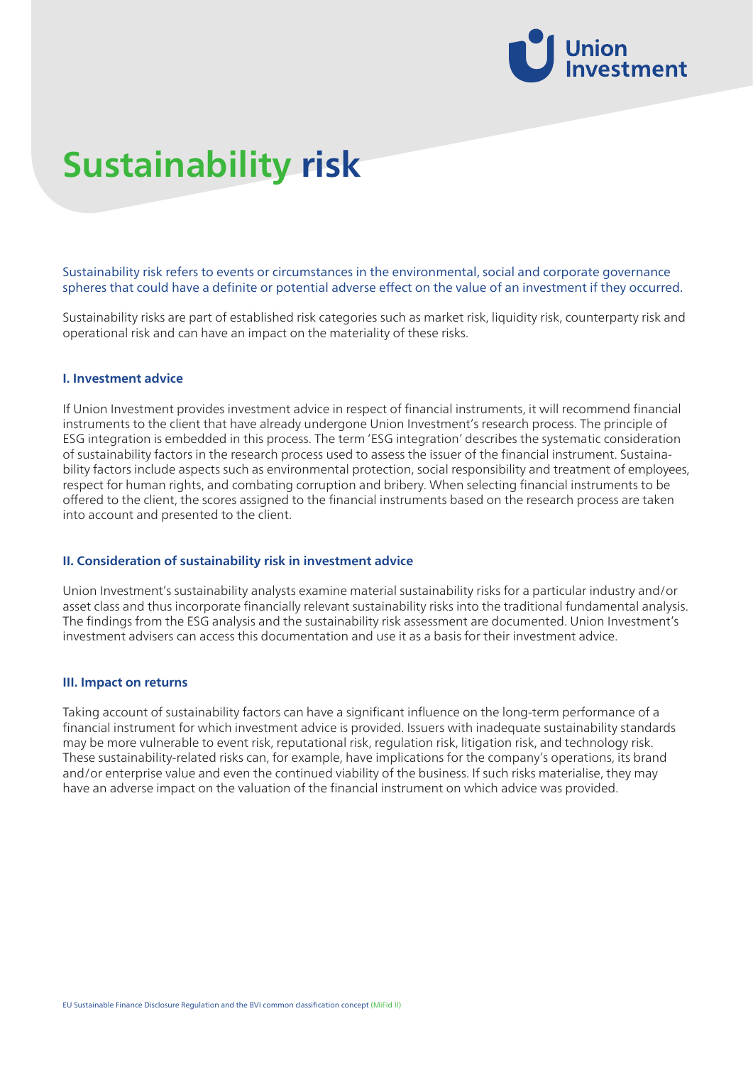# Sustainability risk

Sustainability risk refers to events or circumstances in the environmental, social and corporate governance spheres that could have a definite or potential adverse effect on the value of an investment if they occurred.

Sustainability risks are part of established risk categories such as market risk, liquidity risk, counterparty risk and operational risk and can have an impact on the materiality of these risks.

## I. Investment advice

If Union Investment provides investment advice in respect of financial instruments, it will recommend financial instruments to the client that have already undergone Union Investment's research process. The principle of ESG integration is embedded in this process. The term 'ESG integration' describes the systematic consideration of sustainability factors in the research process used to assess the issuer of the financial instrument. Sustainability factors include aspects such as environmental protection, social responsibility and treatment of employees, respect for human rights, and combating corruption and bribery. When selecting financial instruments to be offered to the client, the scores assigned to the financial instruments based on the research process are taken into account and presented to the client.

## II. Consideration of sustainability risk in investment advice

Union Investment's sustainability analysts examine material sustainability risks for a particular industry and/or asset class and thus incorporate financially relevant sustainability risks into the traditional fundamental analysis. The findings from the ESG analysis and the sustainability risk assessment are documented. Union Investment's investment advisers can access this documentation and use it as a basis for their investment advice.

## III. Impact on returns

Taking account of sustainability factors can have a significant influence on the long-term performance of a financial instrument for which investment advice is provided. Issuers with inadequate sustainability standards may be more vulnerable to event risk, reputational risk, regulation risk, litigation risk, and technology risk. These sustainability-related risks can, for example, have implications for the company's operations, its brand and/or enterprise value and even the continued viability of the business. If such risks materialise, they may have an adverse impact on the valuation of the financial instrument on which advice was provided.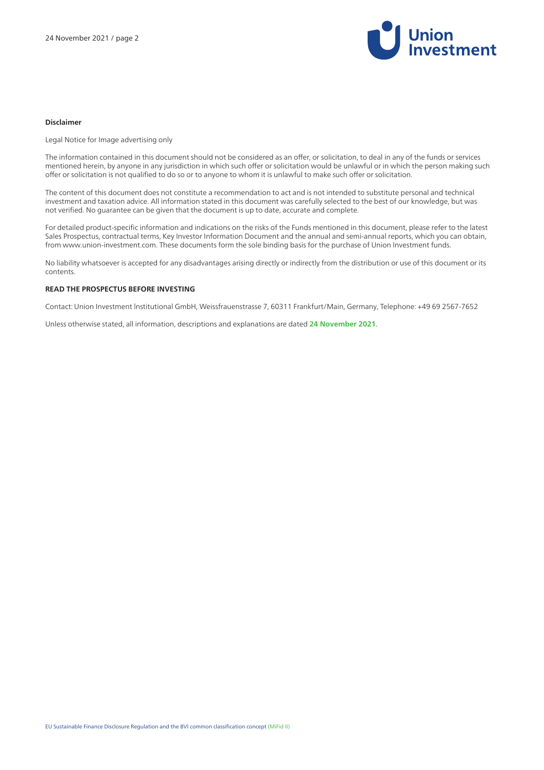**Disclaimer**

Legal Notice for Image advertising only

The information contained in this document should not be considered as an offer, or solicitation, to deal in any of the funds or services mentioned herein, by anyone in any jurisdiction in which such offer or solicitation would be unlawful or in which the person making such offer or solicitation is not qualified to do so or to anyone to whom it is unlawful to make such offer or solicitation.

The content of this document does not constitute a recommendation to act and is not intended to substitute personal and technical investment and taxation advice. All information stated in this document was carefully selected to the best of our knowledge, but was not verified. No guarantee can be given that the document is up to date, accurate and complete.

For detailed product-specific information and indications on the risks of the Funds mentioned in this document, please refer to the latest Sales Prospectus, contractual terms, Key Investor Information Document and the annual and semi-annual reports, which you can obtain, from www.union-investment.com. These documents form the sole binding basis for the purchase of Union Investment funds.

No liability whatsoever is accepted for any disadvantages arising directly or indirectly from the distribution or use of this document or its contents.

**READ THE PROSPECTUS BEFORE INVESTING**

Contact: Union Investment Institutional GmbH, Weissfrauenstrasse 7, 60311 Frankfurt/Main, Germany, Telephone: +49 69 2567-7652

Unless otherwise stated, all information, descriptions and explanations are dated **24 November 2021**.